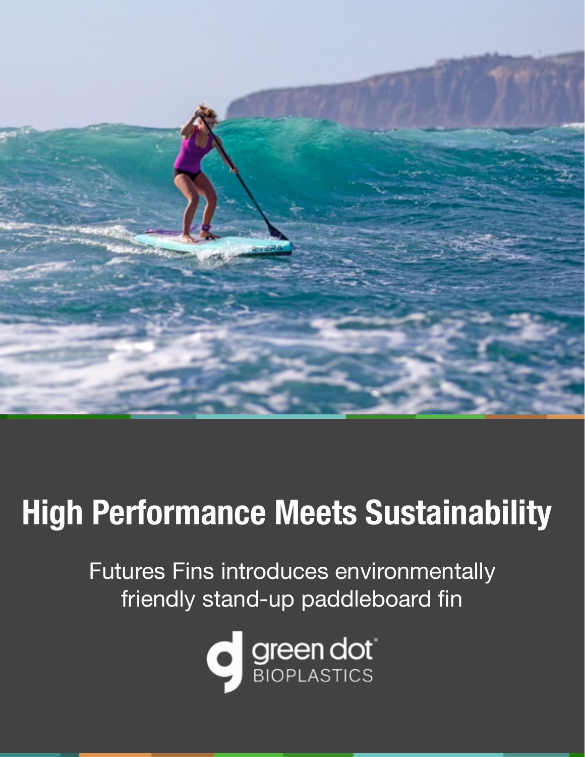# High Performance Meets Sustainability

Futures Fins introduces environmentally friendly stand-up paddleboard fin

green dot
BIOPLASTICS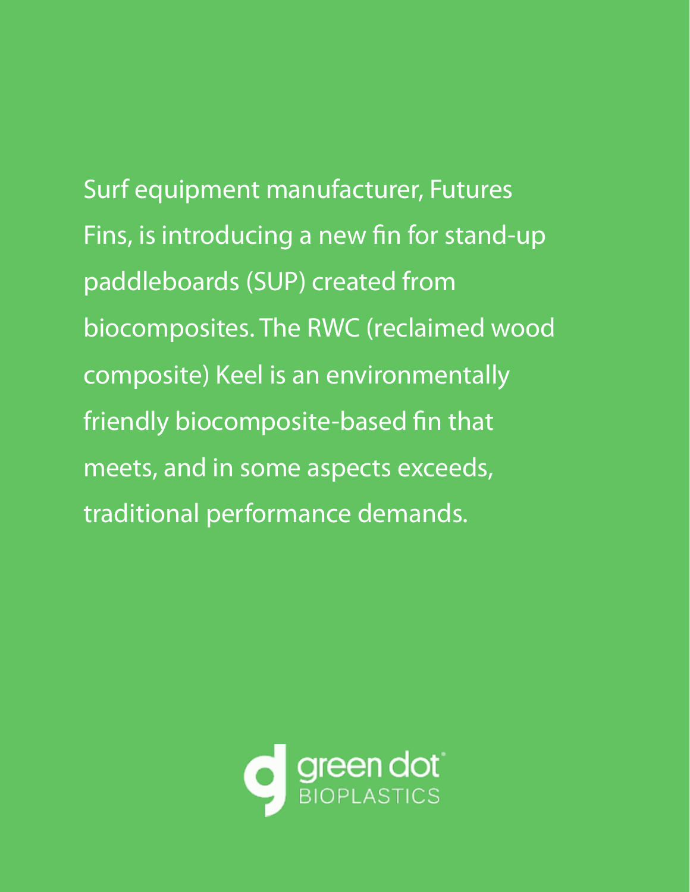Surf equipment manufacturer, Futures Fins, is introducing a new fin for stand-up paddleboards (SUP) created from biocomposites. The RWC (reclaimed wood composite) Keel is an environmentally friendly biocomposite-based fin that meets, and in some aspects exceeds, traditional performance demands.

green dot BIOPLASTICS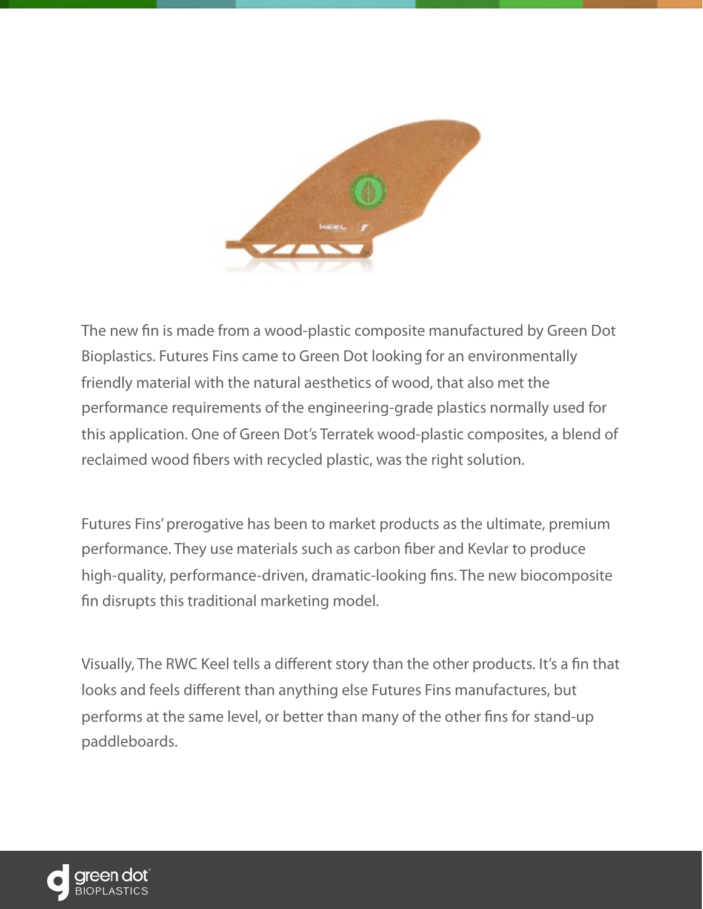The new fin is made from a wood-plastic composite manufactured by Green Dot Bioplastics. Futures Fins came to Green Dot looking for an environmentally friendly material with the natural aesthetics of wood, that also met the performance requirements of the engineering-grade plastics normally used for this application. One of Green Dot's Terratek wood-plastic composites, a blend of reclaimed wood fibers with recycled plastic, was the right solution.

Futures Fins' prerogative has been to market products as the ultimate, premium performance. They use materials such as carbon fiber and Kevlar to produce high-quality, performance-driven, dramatic-looking fins. The new biocomposite fin disrupts this traditional marketing model.

Visually, The RWC Keel tells a different story than the other products. It's a fin that looks and feels different than anything else Futures Fins manufactures, but performs at the same level, or better than many of the other fins for stand-up paddleboards.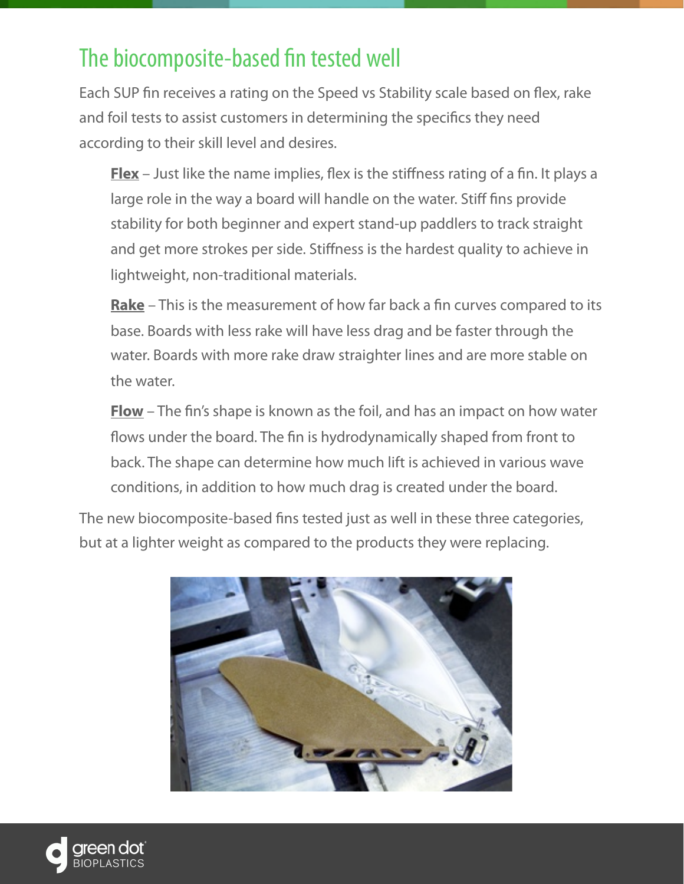## The biocomposite-based fin tested well

Each SUP fin receives a rating on the Speed vs Stability scale based on flex, rake and foil tests to assist customers in determining the specifics they need according to their skill level and desires.

**Flex** – Just like the name implies, flex is the stiffness rating of a fin. It plays a large role in the way a board will handle on the water. Stiff fins provide stability for both beginner and expert stand-up paddlers to track straight and get more strokes per side. Stiffness is the hardest quality to achieve in lightweight, non-traditional materials.

**Rake** – This is the measurement of how far back a fin curves compared to its base. Boards with less rake will have less drag and be faster through the water. Boards with more rake draw straighter lines and are more stable on the water.

**Flow** – The fin's shape is known as the foil, and has an impact on how water flows under the board. The fin is hydrodynamically shaped from front to back. The shape can determine how much lift is achieved in various wave conditions, in addition to how much drag is created under the board.

The new biocomposite-based fins tested just as well in these three categories, but at a lighter weight as compared to the products they were replacing.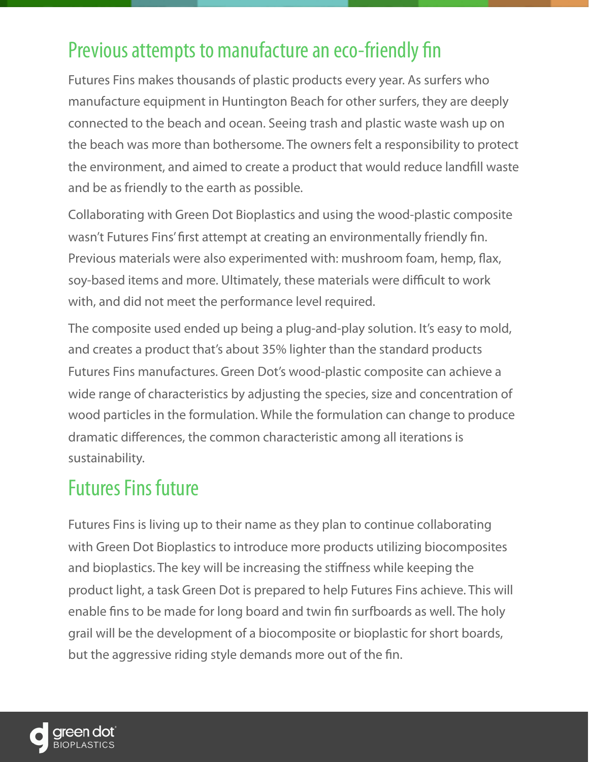## Previous attempts to manufacture an eco-friendly fin

Futures Fins makes thousands of plastic products every year. As surfers who manufacture equipment in Huntington Beach for other surfers, they are deeply connected to the beach and ocean. Seeing trash and plastic waste wash up on the beach was more than bothersome. The owners felt a responsibility to protect the environment, and aimed to create a product that would reduce landfill waste and be as friendly to the earth as possible.

Collaborating with Green Dot Bioplastics and using the wood-plastic composite wasn't Futures Fins' first attempt at creating an environmentally friendly fin. Previous materials were also experimented with: mushroom foam, hemp, flax, soy-based items and more. Ultimately, these materials were difficult to work with, and did not meet the performance level required.

The composite used ended up being a plug-and-play solution. It's easy to mold, and creates a product that's about 35% lighter than the standard products Futures Fins manufactures. Green Dot's wood-plastic composite can achieve a wide range of characteristics by adjusting the species, size and concentration of wood particles in the formulation. While the formulation can change to produce dramatic differences, the common characteristic among all iterations is sustainability.

## Futures Fins future

Futures Fins is living up to their name as they plan to continue collaborating with Green Dot Bioplastics to introduce more products utilizing biocomposites and bioplastics. The key will be increasing the stiffness while keeping the product light, a task Green Dot is prepared to help Futures Fins achieve. This will enable fins to be made for long board and twin fin surfboards as well. The holy grail will be the development of a biocomposite or bioplastic for short boards, but the aggressive riding style demands more out of the fin.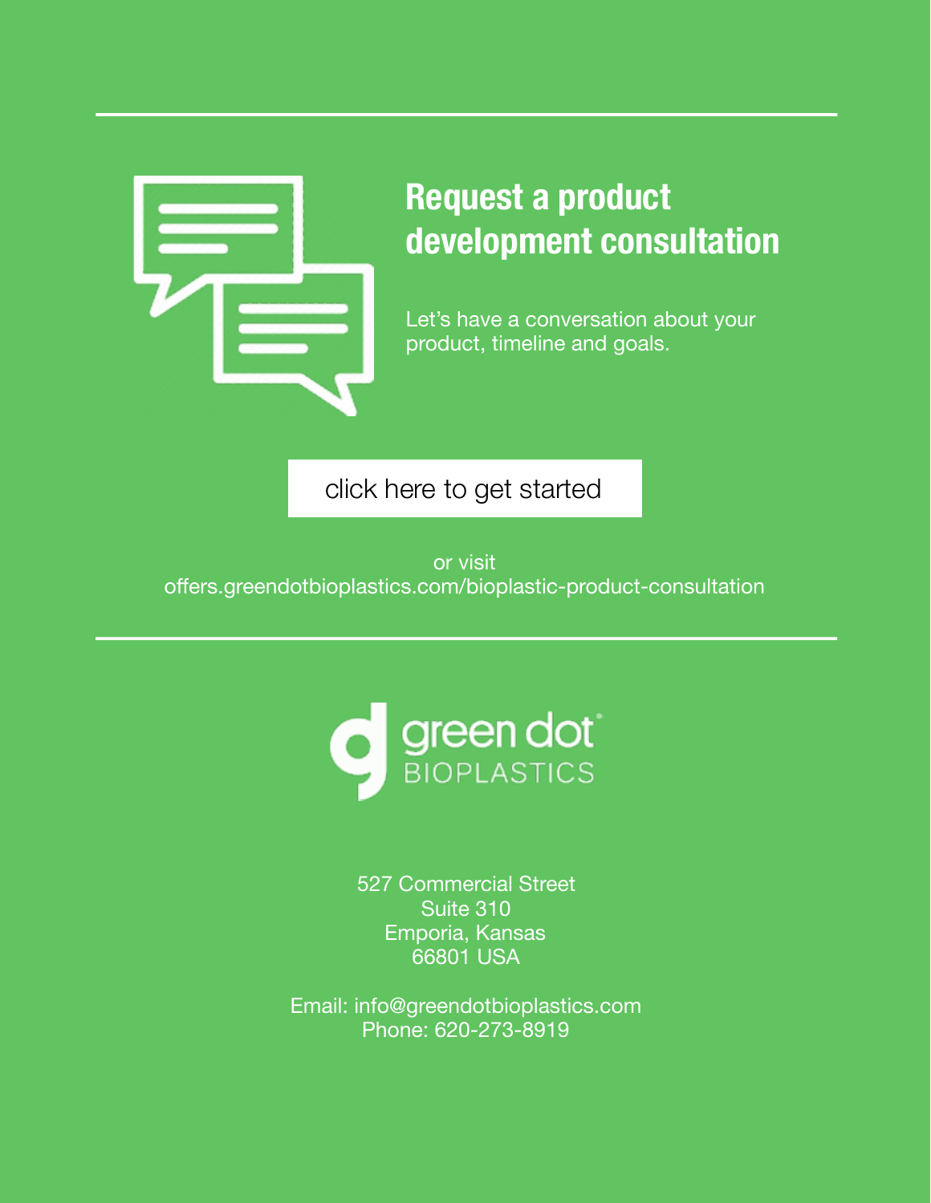## Request a product development consultation

Let's have a conversation about your product, timeline and goals.

click here to get started

or visit
offers.greendotbioplastics.com/bioplastic-product-consultation

green dot
BIOPLASTICS

527 Commercial Street
Suite 310
Emporia, Kansas
66801 USA

Email: info@greendotbioplastics.com
Phone: 620-273-8919